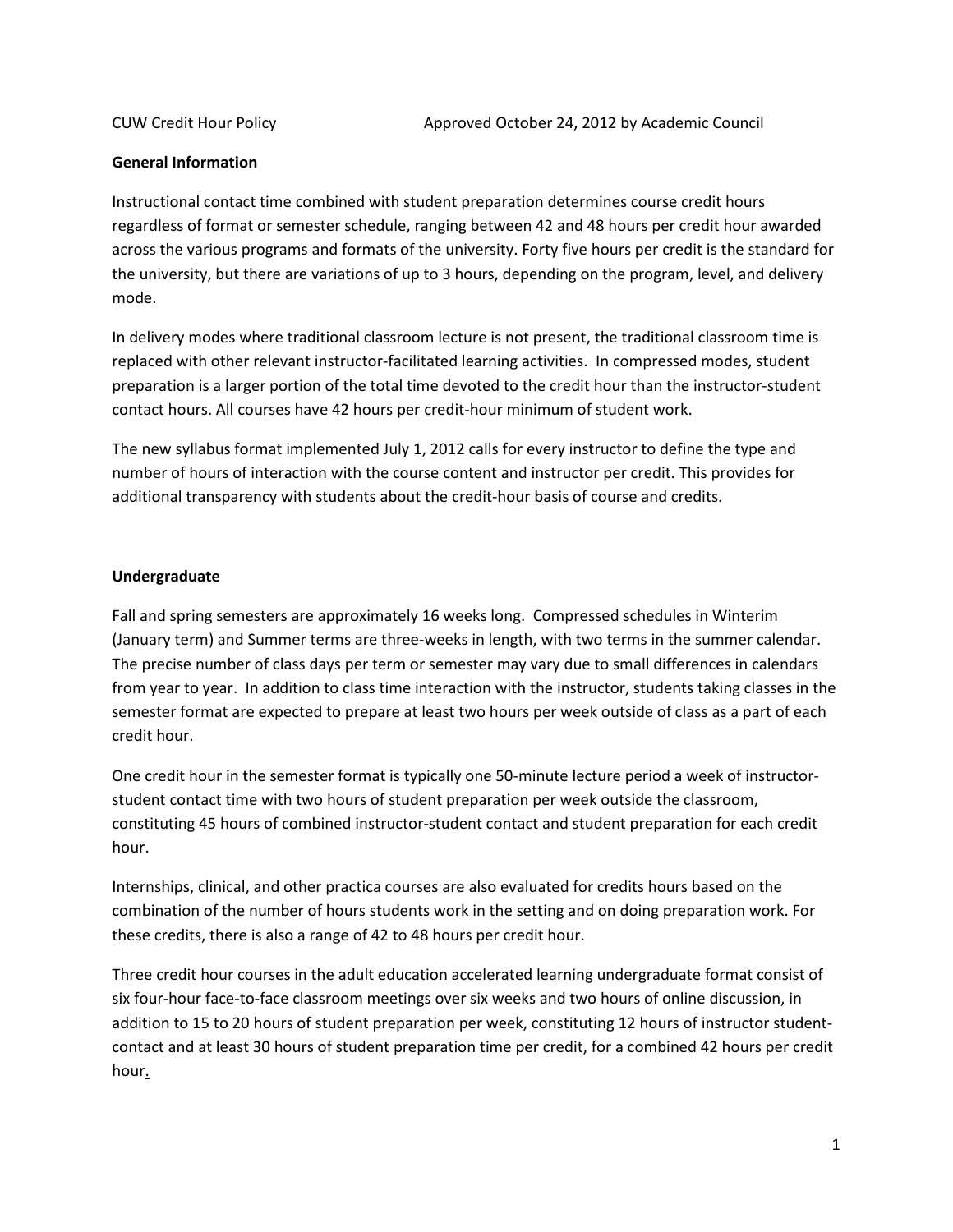CUW Credit Hour Policy Approved October 24, 2012 by Academic Council

**General Information**

Instructional contact time combined with student preparation determines course credit hours regardless of format or semester schedule, ranging between 42 and 48 hours per credit hour awarded across the various programs and formats of the university. Forty five hours per credit is the standard for the university, but there are variations of up to 3 hours, depending on the program, level, and delivery mode.

In delivery modes where traditional classroom lecture is not present, the traditional classroom time is replaced with other relevant instructor-facilitated learning activities. In compressed modes, student preparation is a larger portion of the total time devoted to the credit hour than the instructor-student contact hours. All courses have 42 hours per credit-hour minimum of student work.

The new syllabus format implemented July 1, 2012 calls for every instructor to define the type and number of hours of interaction with the course content and instructor per credit. This provides for additional transparency with students about the credit-hour basis of course and credits.

**Undergraduate**

Fall and spring semesters are approximately 16 weeks long. Compressed schedules in Winterim (January term) and Summer terms are three-weeks in length, with two terms in the summer calendar. The precise number of class days per term or semester may vary due to small differences in calendars from year to year. In addition to class time interaction with the instructor, students taking classes in the semester format are expected to prepare at least two hours per week outside of class as a part of each credit hour.

One credit hour in the semester format is typically one 50-minute lecture period a week of instructor-student contact time with two hours of student preparation per week outside the classroom, constituting 45 hours of combined instructor-student contact and student preparation for each credit hour.

Internships, clinical, and other practica courses are also evaluated for credits hours based on the combination of the number of hours students work in the setting and on doing preparation work. For these credits, there is also a range of 42 to 48 hours per credit hour.

Three credit hour courses in the adult education accelerated learning undergraduate format consist of six four-hour face-to-face classroom meetings over six weeks and two hours of online discussion, in addition to 15 to 20 hours of student preparation per week, constituting 12 hours of instructor student-contact and at least 30 hours of student preparation time per credit, for a combined 42 hours per credit hour.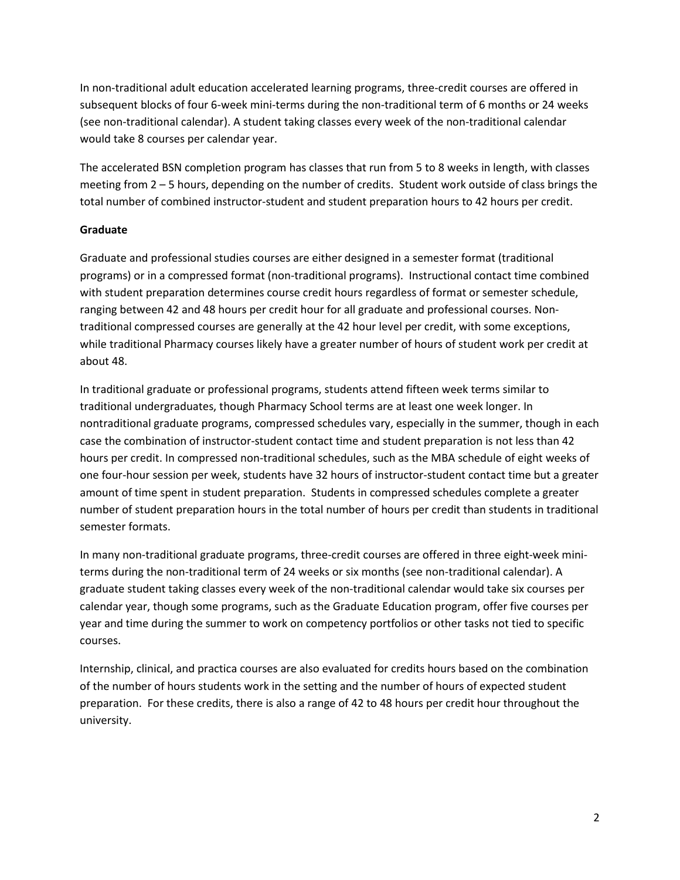In non-traditional adult education accelerated learning programs, three-credit courses are offered in subsequent blocks of four 6-week mini-terms during the non-traditional term of 6 months or 24 weeks (see non-traditional calendar). A student taking classes every week of the non-traditional calendar would take 8 courses per calendar year.

The accelerated BSN completion program has classes that run from 5 to 8 weeks in length, with classes meeting from 2 – 5 hours, depending on the number of credits. Student work outside of class brings the total number of combined instructor-student and student preparation hours to 42 hours per credit.

**Graduate**

Graduate and professional studies courses are either designed in a semester format (traditional programs) or in a compressed format (non-traditional programs). Instructional contact time combined with student preparation determines course credit hours regardless of format or semester schedule, ranging between 42 and 48 hours per credit hour for all graduate and professional courses. Non-traditional compressed courses are generally at the 42 hour level per credit, with some exceptions, while traditional Pharmacy courses likely have a greater number of hours of student work per credit at about 48.

In traditional graduate or professional programs, students attend fifteen week terms similar to traditional undergraduates, though Pharmacy School terms are at least one week longer. In nontraditional graduate programs, compressed schedules vary, especially in the summer, though in each case the combination of instructor-student contact time and student preparation is not less than 42 hours per credit. In compressed non-traditional schedules, such as the MBA schedule of eight weeks of one four-hour session per week, students have 32 hours of instructor-student contact time but a greater amount of time spent in student preparation. Students in compressed schedules complete a greater number of student preparation hours in the total number of hours per credit than students in traditional semester formats.

In many non-traditional graduate programs, three-credit courses are offered in three eight-week mini-terms during the non-traditional term of 24 weeks or six months (see non-traditional calendar). A graduate student taking classes every week of the non-traditional calendar would take six courses per calendar year, though some programs, such as the Graduate Education program, offer five courses per year and time during the summer to work on competency portfolios or other tasks not tied to specific courses.

Internship, clinical, and practica courses are also evaluated for credits hours based on the combination of the number of hours students work in the setting and the number of hours of expected student preparation. For these credits, there is also a range of 42 to 48 hours per credit hour throughout the university.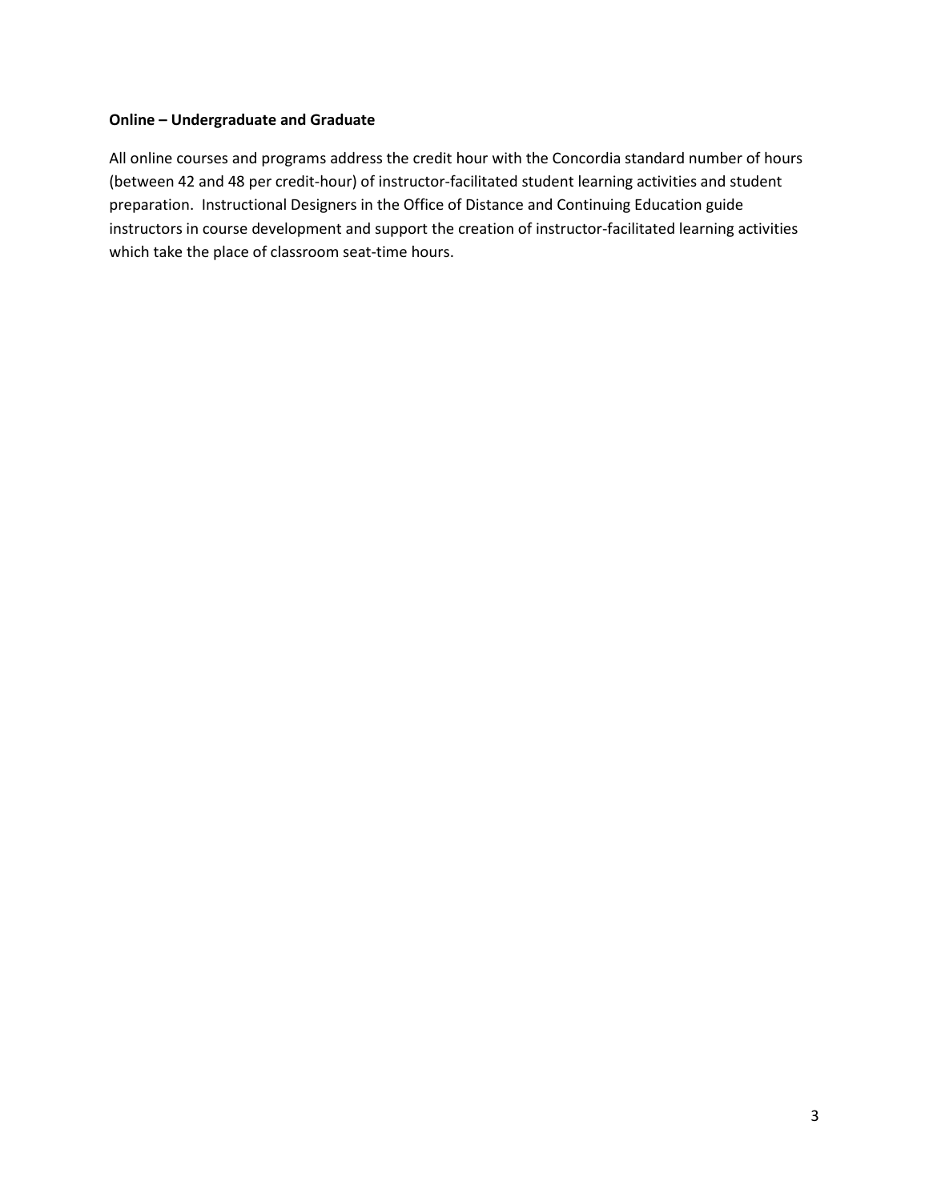**Online – Undergraduate and Graduate**

All online courses and programs address the credit hour with the Concordia standard number of hours (between 42 and 48 per credit-hour) of instructor-facilitated student learning activities and student preparation. Instructional Designers in the Office of Distance and Continuing Education guide instructors in course development and support the creation of instructor-facilitated learning activities which take the place of classroom seat-time hours.